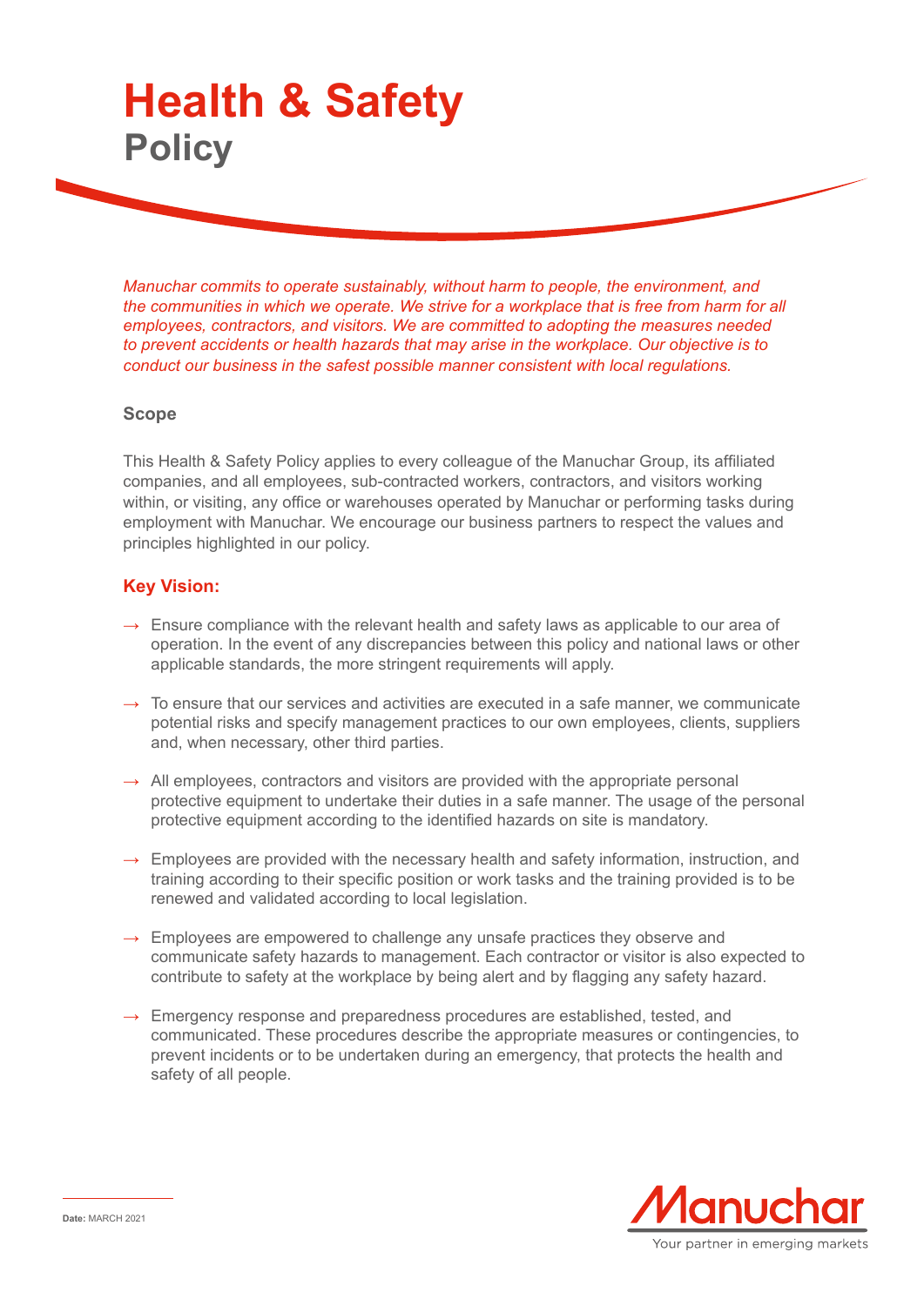# Health & Safety
## Policy

*Manuchar commits to operate sustainably, without harm to people, the environment, and the communities in which we operate. We strive for a workplace that is free from harm for all employees, contractors, and visitors. We are committed to adopting the measures needed to prevent accidents or health hazards that may arise in the workplace. Our objective is to conduct our business in the safest possible manner consistent with local regulations.*

### Scope

This Health & Safety Policy applies to every colleague of the Manuchar Group, its affiliated companies, and all employees, sub-contracted workers, contractors, and visitors working within, or visiting, any office or warehouses operated by Manuchar or performing tasks during employment with Manuchar. We encourage our business partners to respect the values and principles highlighted in our policy.

### Key Vision:

→ Ensure compliance with the relevant health and safety laws as applicable to our area of operation. In the event of any discrepancies between this policy and national laws or other applicable standards, the more stringent requirements will apply.

→ To ensure that our services and activities are executed in a safe manner, we communicate potential risks and specify management practices to our own employees, clients, suppliers and, when necessary, other third parties.

→ All employees, contractors and visitors are provided with the appropriate personal protective equipment to undertake their duties in a safe manner. The usage of the personal protective equipment according to the identified hazards on site is mandatory.

→ Employees are provided with the necessary health and safety information, instruction, and training according to their specific position or work tasks and the training provided is to be renewed and validated according to local legislation.

→ Employees are empowered to challenge any unsafe practices they observe and communicate safety hazards to management. Each contractor or visitor is also expected to contribute to safety at the workplace by being alert and by flagging any safety hazard.

→ Emergency response and preparedness procedures are established, tested, and communicated. These procedures describe the appropriate measures or contingencies, to prevent incidents or to be undertaken during an emergency, that protects the health and safety of all people.

**Date:** MARCH 2021

Manuchar
Your partner in emerging markets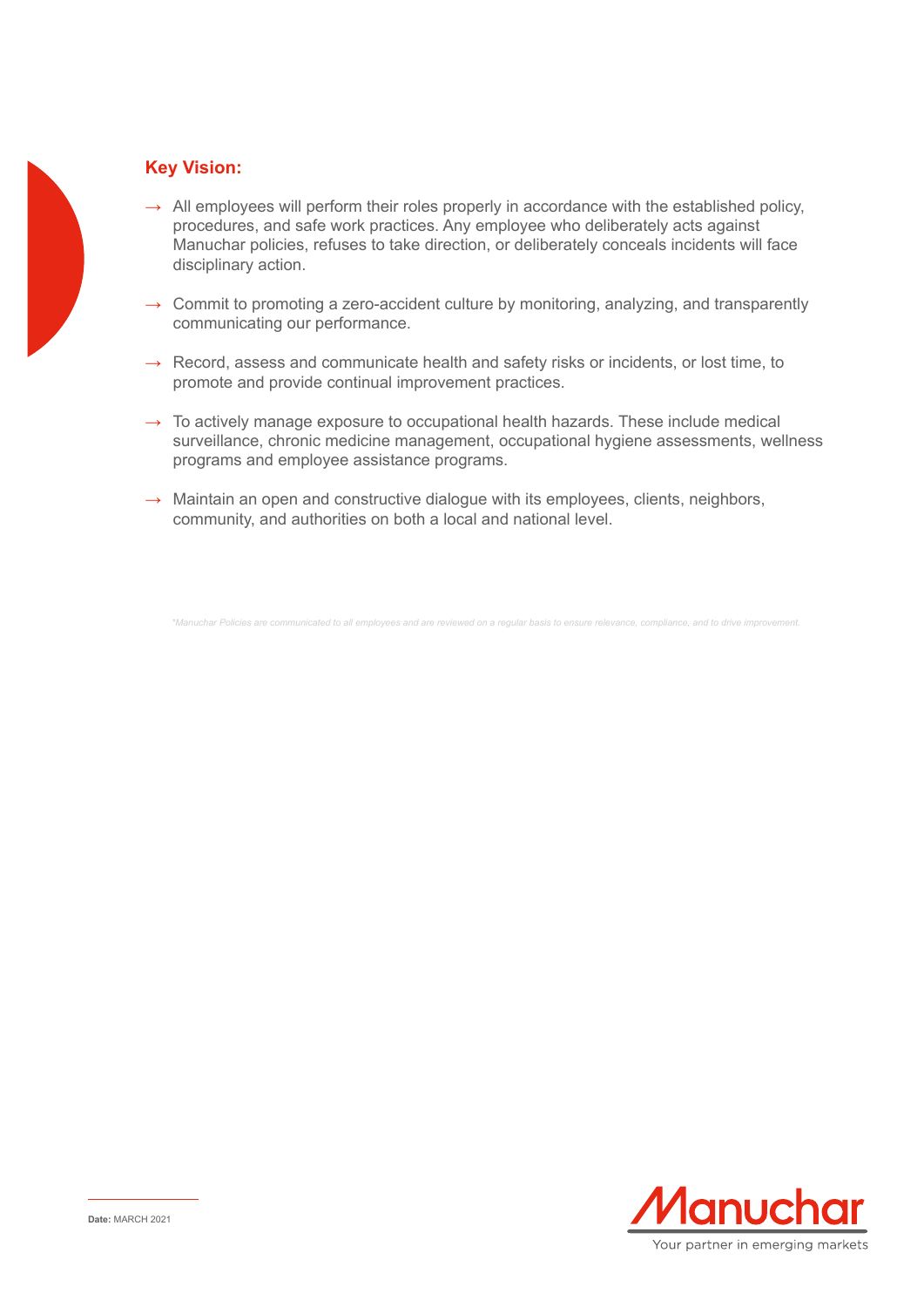## Key Vision:

- All employees will perform their roles properly in accordance with the established policy, procedures, and safe work practices. Any employee who deliberately acts against Manuchar policies, refuses to take direction, or deliberately conceals incidents will face disciplinary action.
- Commit to promoting a zero-accident culture by monitoring, analyzing, and transparently communicating our performance.
- Record, assess and communicate health and safety risks or incidents, or lost time, to promote and provide continual improvement practices.
- To actively manage exposure to occupational health hazards. These include medical surveillance, chronic medicine management, occupational hygiene assessments, wellness programs and employee assistance programs.
- Maintain an open and constructive dialogue with its employees, clients, neighbors, community, and authorities on both a local and national level.

*\*Manuchar Policies are communicated to all employees and are reviewed on a regular basis to ensure relevance, compliance, and to drive improvement.*

**Date:** MARCH 2021

Manuchar
Your partner in emerging markets